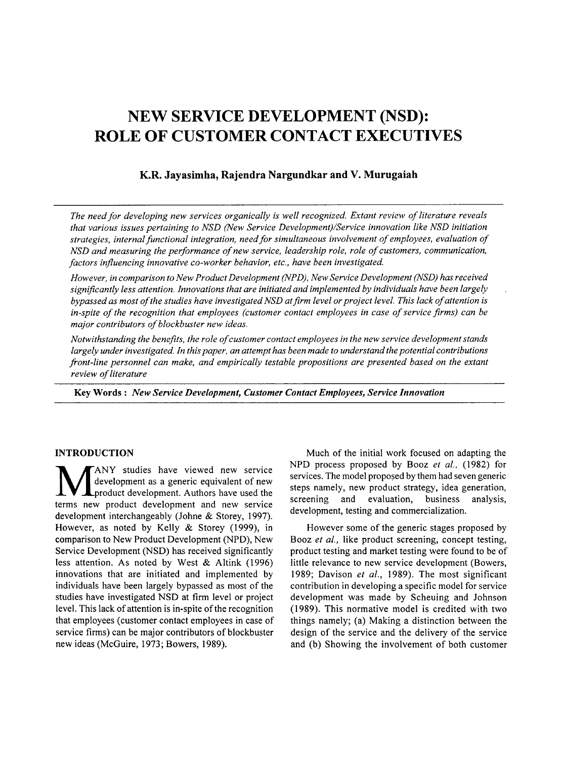# NEW SERVICE DEVELOPMENT (NSD): ROLE OF CUSTOMER CONTACT EXECUTIVES

**K.R. Jayasimha, Rajendra Nargundkar and V. Murugaiah**

*The need for developing new services organically is well recognized. Extant review of literature reveals that various issues pertaining to NSD (New Service Development)/Service innovation like NSD initiation strategies, internal functional integration, need for simultaneous involvement of employees, evaluation of NSD and measuring the performance of new service, leadership role, role of customers, communication, factors influencing innovative co-worker behavior, etc., have been investigated.*

*However, in comparison to New Product Development (NPD), New Service Development (NSD) has received significantly less attention. Innovations that are initiated and implemented by individuals have been largely bypassed as most of the studies have investigated NSD at firm level or project level. This lack of attention is in-spite of the recognition that employees (customer contact employees in case of service firms) can be major contributors of blockbuster new ideas.*

*Notwithstanding the benefits, the role of customer contact employees in the new service development stands largely under investigated. In this paper, an attempt has been made to understand the potential contributions front-line personnel can make, and empirically testable propositions are presented based on the extant review of literature*

**Key Words :** *New Service Development, Customer Contact Employees, Service Innovation*

## INTRODUCTION

MANY studies have viewed new service development as a generic equivalent of new product development. Authors have used the terms new product development and new service development interchangeably (Johne & Storey, 1997). However, as noted by Kelly & Storey (1999), in comparison to New Product Development (NPD), New Service Development (NSD) has received significantly less attention. As noted by West & Altink (1996) innovations that are initiated and implemented by individuals have been largely bypassed as most of the studies have investigated NSD at firm level or project level. This lack of attention is in-spite of the recognition that employees (customer contact employees in case of service firms) can be major contributors of blockbuster new ideas (McGuire, 1973; Bowers, 1989).

Much of the initial work focused on adapting the NPD process proposed by Booz *et al.*, (1982) for services. The model proposed by them had seven generic steps namely, new product strategy, idea generation, screening and evaluation, business analysis, development, testing and commercialization.

However some of the generic stages proposed by Booz *et al.*, like product screening, concept testing, product testing and market testing were found to be of little relevance to new service development (Bowers, 1989; Davison *et al.*, 1989). The most significant contribution in developing a specific model for service development was made by Scheuing and Johnson (1989). This normative model is credited with two things namely; (a) Making a distinction between the design of the service and the delivery of the service and (b) Showing the involvement of both customer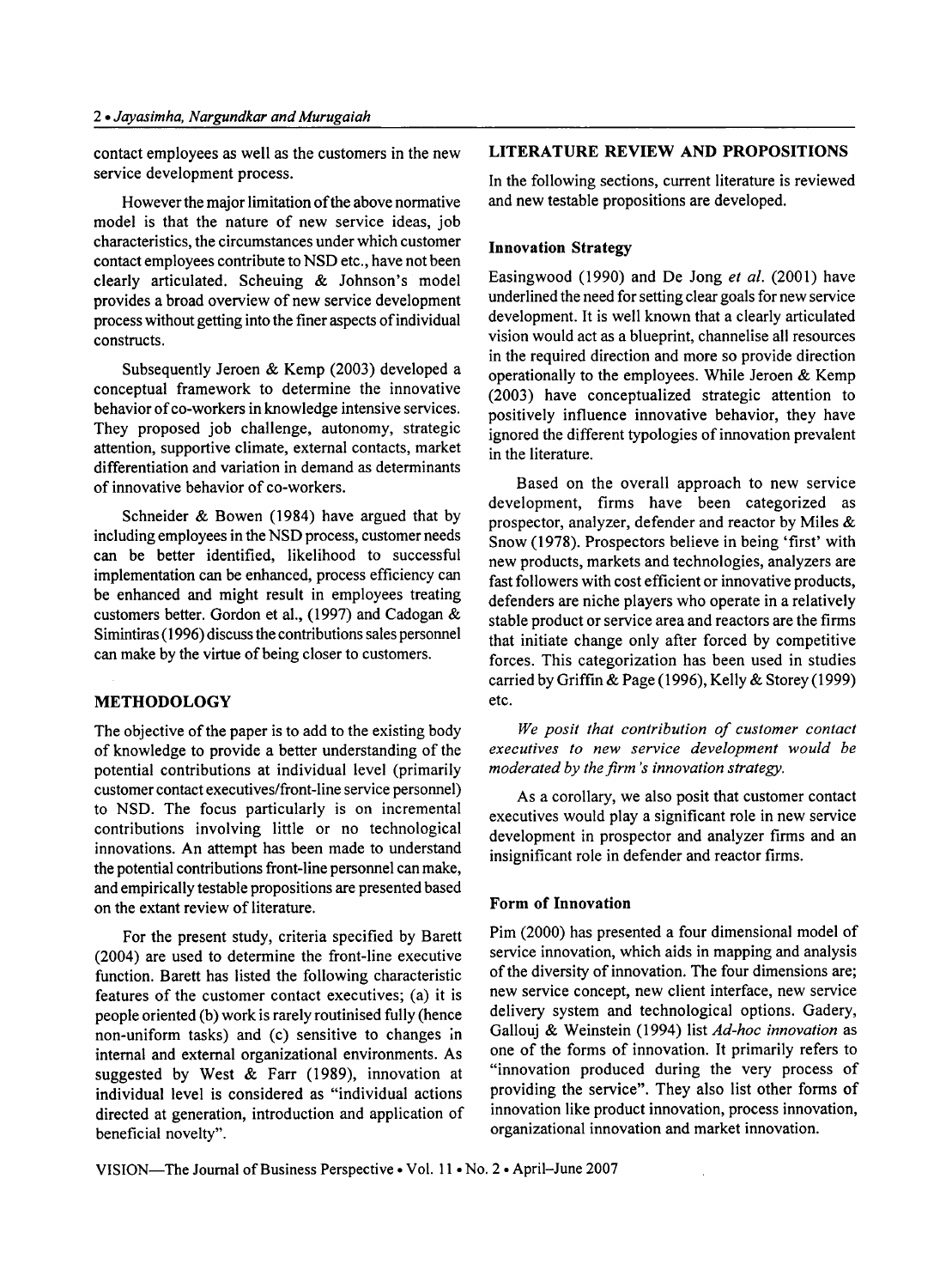contact employees as well as the customers in the new service development process.

However the major limitation of the above normative model is that the nature of new service ideas, job characteristics, the circumstances under which customer contact employees contribute to NSD etc., have not been clearly articulated. Scheuing & Johnson's model provides a broad overview of new service development process without getting into the finer aspects of individual constructs.

Subsequently Jeroen & Kemp (2003) developed a conceptual framework to determine the innovative behavior of co-workers in knowledge intensive services. They proposed job challenge, autonomy, strategic attention, supportive climate, external contacts, market differentiation and variation in demand as determinants of innovative behavior of co-workers.

Schneider & Bowen (1984) have argued that by including employees in the NSD process, customer needs can be better identified, likelihood to successful implementation can be enhanced, process efficiency can be enhanced and might result in employees treating customers better. Gordon et al., (1997) and Cadogan & Simintiras (1996) discuss the contributions sales personnel can make by the virtue of being closer to customers.

## METHODOLOGY

The objective of the paper is to add to the existing body of knowledge to provide a better understanding of the potential contributions at individual level (primarily customer contact executives/front-line service personnel) to NSD. The focus particularly is on incremental contributions involving little or no technological innovations. An attempt has been made to understand the potential contributions front-line personnel can make, and empirically testable propositions are presented based on the extant review of literature.

For the present study, criteria specified by Barett (2004) are used to determine the front-line executive function. Barett has listed the following characteristic features of the customer contact executives; (a) it is people oriented (b) work is rarely routinised fully (hence non-uniform tasks) and (c) sensitive to changes in internal and external organizational environments. As suggested by West & Farr (1989), innovation at individual level is considered as "individual actions directed at generation, introduction and application of beneficial novelty".

## LITERATURE REVIEW AND PROPOSITIONS

In the following sections, current literature is reviewed and new testable propositions are developed.

### Innovation Strategy

Easingwood (1990) and De Jong *et al.* (2001) have underlined the need for setting clear goals for new service development. It is well known that a clearly articulated vision would act as a blueprint, channelise all resources in the required direction and more so provide direction operationally to the employees. While Jeroen & Kemp (2003) have conceptualized strategic attention to positively influence innovative behavior, they have ignored the different typologies of innovation prevalent in the literature.

Based on the overall approach to new service development, firms have been categorized as prospector, analyzer, defender and reactor by Miles & Snow (1978). Prospectors believe in being 'first' with new products, markets and technologies, analyzers are fast followers with cost efficient or innovative products, defenders are niche players who operate in a relatively stable product or service area and reactors are the firms that initiate change only after forced by competitive forces. This categorization has been used in studies carried by Griffin & Page (1996), Kelly & Storey (1999) etc.

*We posit that contribution of customer contact executives to new service development would be moderated by the firm's innovation strategy.*

As a corollary, we also posit that customer contact executives would play a significant role in new service development in prospector and analyzer firms and an insignificant role in defender and reactor firms.

### Form of Innovation

Pim (2000) has presented a four dimensional model of service innovation, which aids in mapping and analysis of the diversity of innovation. The four dimensions are; new service concept, new client interface, new service delivery system and technological options. Gadery, Gallouj & Weinstein (1994) list *Ad-hoc innovation* as one of the forms of innovation. It primarily refers to "innovation produced during the very process of providing the service". They also list other forms of innovation like product innovation, process innovation, organizational innovation and market innovation.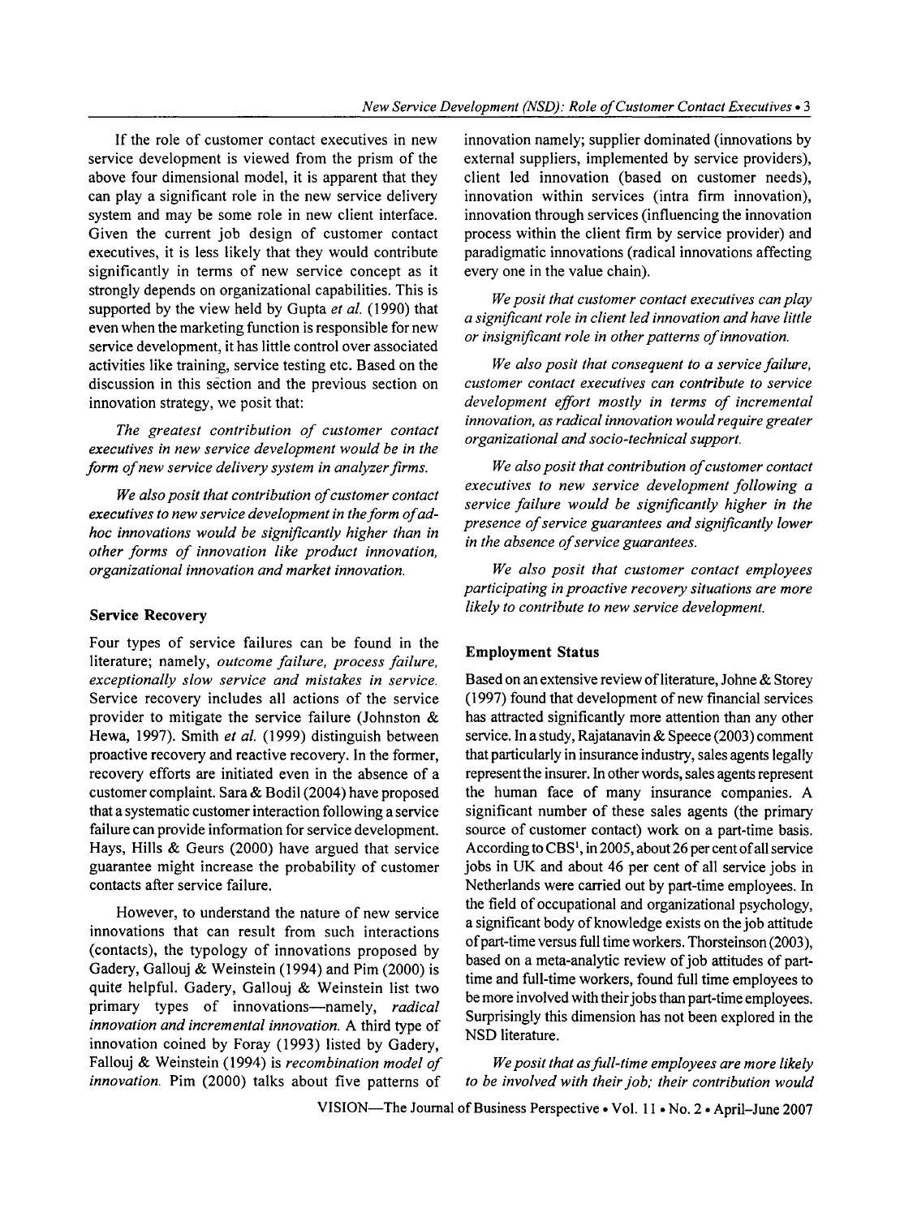If the role of customer contact executives in new service development is viewed from the prism of the above four dimensional model, it is apparent that they can play a significant role in the new service delivery system and may be some role in new client interface. Given the current job design of customer contact executives, it is less likely that they would contribute significantly in terms of new service concept as it strongly depends on organizational capabilities. This is supported by the view held by Gupta *et al.* (1990) that even when the marketing function is responsible for new service development, it has little control over associated activities like training, service testing etc. Based on the discussion in this section and the previous section on innovation strategy, we posit that:

*The greatest contribution of customer contact executives in new service development would be in the form of new service delivery system in analyzer firms.*

*We also posit that contribution of customer contact executives to new service development in the form of ad-hoc innovations would be significantly higher than in other forms of innovation like product innovation, organizational innovation and market innovation.*

### Service Recovery

Four types of service failures can be found in the literature; namely, *outcome failure, process failure, exceptionally slow service and mistakes in service.* Service recovery includes all actions of the service provider to mitigate the service failure (Johnston & Hewa, 1997). Smith *et al.* (1999) distinguish between proactive recovery and reactive recovery. In the former, recovery efforts are initiated even in the absence of a customer complaint. Sara & Bodil (2004) have proposed that a systematic customer interaction following a service failure can provide information for service development. Hays, Hills & Geurs (2000) have argued that service guarantee might increase the probability of customer contacts after service failure.

However, to understand the nature of new service innovations that can result from such interactions (contacts), the typology of innovations proposed by Gadery, Gallouj & Weinstein (1994) and Pim (2000) is quite helpful. Gadery, Gallouj & Weinstein list two primary types of innovations—namely, *radical innovation and incremental innovation.* A third type of innovation coined by Foray (1993) listed by Gadery, Fallouj & Weinstein (1994) is *recombination model of innovation.* Pim (2000) talks about five patterns of innovation namely; supplier dominated (innovations by external suppliers, implemented by service providers), client led innovation (based on customer needs), innovation within services (intra firm innovation), innovation through services (influencing the innovation process within the client firm by service provider) and paradigmatic innovations (radical innovations affecting every one in the value chain).

*We posit that customer contact executives can play a significant role in client led innovation and have little or insignificant role in other patterns of innovation.*

*We also posit that consequent to a service failure, customer contact executives can contribute to service development effort mostly in terms of incremental innovation, as radical innovation would require greater organizational and socio-technical support.*

*We also posit that contribution of customer contact executives to new service development following a service failure would be significantly higher in the presence of service guarantees and significantly lower in the absence of service guarantees.*

*We also posit that customer contact employees participating in proactive recovery situations are more likely to contribute to new service development.*

### Employment Status

Based on an extensive review of literature, Johne & Storey (1997) found that development of new financial services has attracted significantly more attention than any other service. In a study, Rajatanavin & Speece (2003) comment that particularly in insurance industry, sales agents legally represent the insurer. In other words, sales agents represent the human face of many insurance companies. A significant number of these sales agents (the primary source of customer contact) work on a part-time basis. According to CBS[1], in 2005, about 26 per cent of all service jobs in UK and about 46 per cent of all service jobs in Netherlands were carried out by part-time employees. In the field of occupational and organizational psychology, a significant body of knowledge exists on the job attitude of part-time versus full time workers. Thorsteinson (2003), based on a meta-analytic review of job attitudes of part-time and full-time workers, found full time employees to be more involved with their jobs than part-time employees. Surprisingly this dimension has not been explored in the NSD literature.

*We posit that as full-time employees are more likely to be involved with their job; their contribution would*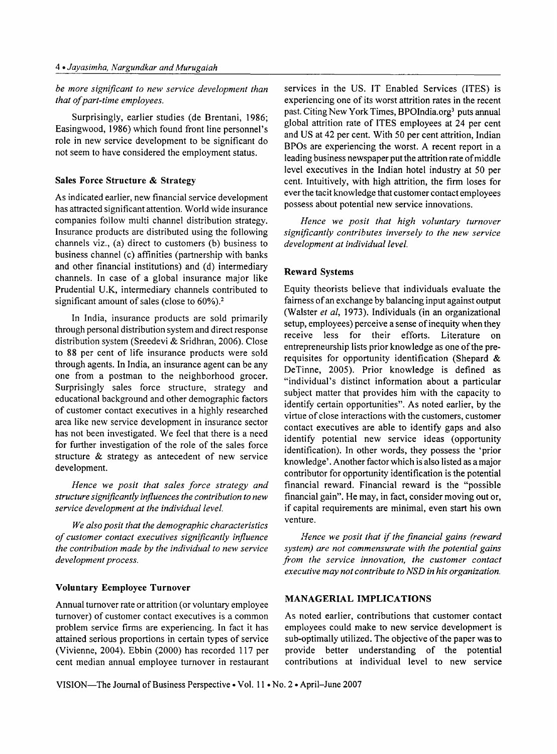*be more significant to new service development than that of part-time employees.*

Surprisingly, earlier studies (de Brentani, 1986; Easingwood, 1986) which found front line personnel's role in new service development to be significant do not seem to have considered the employment status.

### Sales Force Structure & Strategy

As indicated earlier, new financial service development has attracted significant attention. World wide insurance companies follow multi channel distribution strategy. Insurance products are distributed using the following channels viz., (a) direct to customers (b) business to business channel (c) affinities (partnership with banks and other financial institutions) and (d) intermediary channels. In case of a global insurance major like Prudential U.K, intermediary channels contributed to significant amount of sales (close to 60%).[2]

In India, insurance products are sold primarily through personal distribution system and direct response distribution system (Sreedevi & Sridhran, 2006). Close to 88 per cent of life insurance products were sold through agents. In India, an insurance agent can be any one from a postman to the neighborhood grocer. Surprisingly sales force structure, strategy and educational background and other demographic factors of customer contact executives in a highly researched area like new service development in insurance sector has not been investigated. We feel that there is a need for further investigation of the role of the sales force structure & strategy as antecedent of new service development.

*Hence we posit that sales force strategy and structure significantly influences the contribution to new service development at the individual level.*

*We also posit that the demographic characteristics of customer contact executives significantly influence the contribution made by the individual to new service development process.*

### Voluntary Eemployee Turnover

Annual turnover rate or attrition (or voluntary employee turnover) of customer contact executives is a common problem service firms are experiencing. In fact it has attained serious proportions in certain types of service (Vivienne, 2004). Ebbin (2000) has recorded 117 per cent median annual employee turnover in restaurant services in the US. IT Enabled Services (ITES) is experiencing one of its worst attrition rates in the recent past. Citing New York Times, BPOIndia.org[3] puts annual global attrition rate of ITES employees at 24 per cent and US at 42 per cent. With 50 per cent attrition, Indian BPOs are experiencing the worst. A recent report in a leading business newspaper put the attrition rate of middle level executives in the Indian hotel industry at 50 per cent. Intuitively, with high attrition, the firm loses for ever the tacit knowledge that customer contact employees possess about potential new service innovations.

*Hence we posit that high voluntary turnover significantly contributes inversely to the new service development at individual level.*

### Reward Systems

Equity theorists believe that individuals evaluate the fairness of an exchange by balancing input against output (Walster *et al*, 1973). Individuals (in an organizational setup, employees) perceive a sense of inequity when they receive less for their efforts. Literature on entrepreneurship lists prior knowledge as one of the pre-requisites for opportunity identification (Shepard & DeTinne, 2005). Prior knowledge is defined as "individual's distinct information about a particular subject matter that provides him with the capacity to identify certain opportunities". As noted earlier, by the virtue of close interactions with the customers, customer contact executives are able to identify gaps and also identify potential new service ideas (opportunity identification). In other words, they possess the 'prior knowledge'. Another factor which is also listed as a major contributor for opportunity identification is the potential financial reward. Financial reward is the "possible financial gain". He may, in fact, consider moving out or, if capital requirements are minimal, even start his own venture.

*Hence we posit that if the financial gains (reward system) are not commensurate with the potential gains from the service innovation, the customer contact executive may not contribute to NSD in his organization.*

## MANAGERIAL IMPLICATIONS

As noted earlier, contributions that customer contact employees could make to new service development is sub-optimally utilized. The objective of the paper was to provide better understanding of the potential contributions at individual level to new service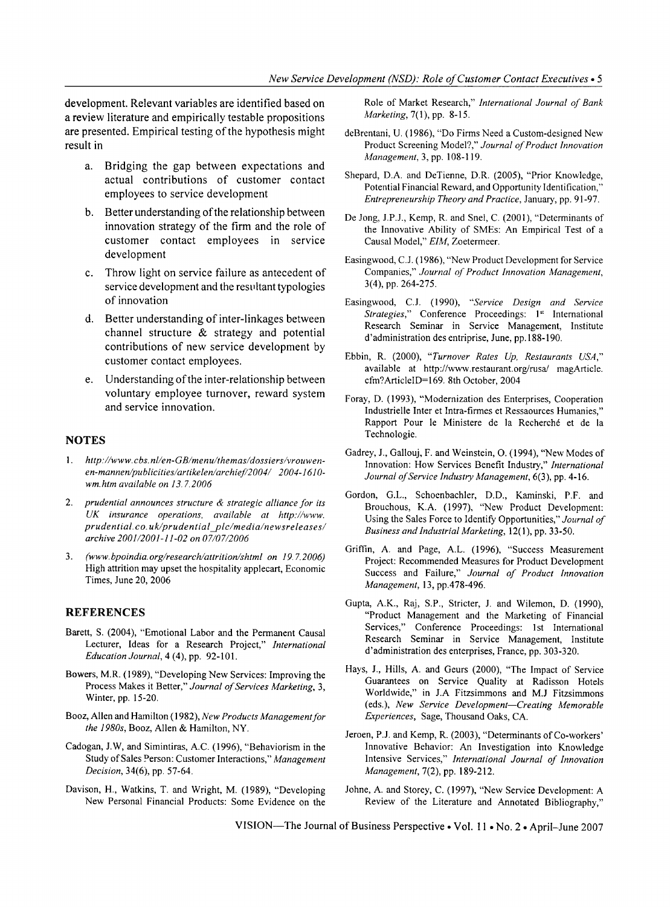development. Relevant variables are identified based on a review literature and empirically testable propositions are presented. Empirical testing of the hypothesis might result in

a. Bridging the gap between expectations and actual contributions of customer contact employees to service development

b. Better understanding of the relationship between innovation strategy of the firm and the role of customer contact employees in service development

c. Throw light on service failure as antecedent of service development and the resultant typologies of innovation

d. Better understanding of inter-linkages between channel structure & strategy and potential contributions of new service development by customer contact employees.

e. Understanding of the inter-relationship between voluntary employee turnover, reward system and service innovation.

## NOTES

1. *http://www.cbs.nl/en-GB/menu/themas/dossiers/vrouwen-en-mannen/publicities/artikelen/archief/2004/ 2004-1610-wm.htm available on 13.7.2006*
2. *prudential announces structure & strategic alliance for its UK insurance operations, available at http://www.prudential.co.uk/prudential_plc/media/newsreleases/archive 2001/2001-11-02 on 07/07/2006*
3. *(www.bpoindia.org/research/attrition/shtml on 19.7.2006)* High attrition may upset the hospitality applecart, Economic Times, June 20, 2006

## REFERENCES

Barett, S. (2004), "Emotional Labor and the Permanent Causal Lecturer, Ideas for a Research Project," *International Education Journal*, 4 (4), pp. 92-101.

Bowers, M.R. (1989), "Developing New Services: Improving the Process Makes it Better," *Journal of Services Marketing*, 3, Winter, pp. 15-20.

Booz, Allen and Hamilton (1982), *New Products Management for the 1980s*, Booz, Allen & Hamilton, NY.

Cadogan, J.W, and Simintiras, A.C. (1996), "Behaviorism in the Study of Sales Person: Customer Interactions," *Management Decision*, 34(6), pp. 57-64.

Davison, H., Watkins, T. and Wright, M. (1989), "Developing New Personal Financial Products: Some Evidence on the Role of Market Research," *International Journal of Bank Marketing*, 7(1), pp. 8-15.

deBrentani, U. (1986), "Do Firms Need a Custom-designed New Product Screening Model?," *Journal of Product Innovation Management*, 3, pp. 108-119.

Shepard, D.A. and DeTienne, D.R. (2005), "Prior Knowledge, Potential Financial Reward, and Opportunity Identification," *Entrepreneurship Theory and Practice*, January, pp. 91-97.

De Jong, J.P.J., Kemp, R. and Snel, C. (2001), "Determinants of the Innovative Ability of SMEs: An Empirical Test of a Causal Model," *EIM*, Zoetermeer.

Easingwood, C.J. (1986), "New Product Development for Service Companies," *Journal of Product Innovation Management*, 3(4), pp. 264-275.

Easingwood, C.J. (1990), *"Service Design and Service Strategies,"* Conference Proceedings: 1st International Research Seminar in Service Management, Institute d'administration des entriprise, June, pp.188-190.

Ebbin, R. (2000), *"Turnover Rates Up, Restaurants USA,"* available at http://www.restaurant.org/rusa/ magArticle.cfm?ArticleID=169. 8th October, 2004

Foray, D. (1993), "Modernization des Enterprises, Cooperation Industrielle Inter et Intra-firmes et Ressaources Humanies," Rapport Pour le Ministere de la Recherché et de la Technologie.

Gadrey, J., Gallouj, F. and Weinstein, O. (1994), "New Modes of Innovation: How Services Benefit Industry," *International Journal of Service Industry Management*, 6(3), pp. 4-16.

Gordon, G.L., Schoenbachler, D.D., Kaminski, P.F. and Brouchous, K.A. (1997), "New Product Development: Using the Sales Force to Identify Opportunities," *Journal of Business and Industrial Marketing*, 12(1), pp. 33-50.

Griffin, A. and Page, A.L. (1996), "Success Measurement Project: Recommended Measures for Product Development Success and Failure," *Journal of Product Innovation Management*, 13, pp.478-496.

Gupta, A.K., Raj, S.P., Stricter, J. and Wilemon, D. (1990), "Product Management and the Marketing of Financial Services," Conference Proceedings: 1st International Research Seminar in Service Management, Institute d'administration des enterprises, France, pp. 303-320.

Hays, J., Hills, A. and Geurs (2000), "The Impact of Service Guarantees on Service Quality at Radisson Hotels Worldwide," in J.A Fitzsimmons and M.J Fitzsimmons (eds.), *New Service Development—Creating Memorable Experiences*, Sage, Thousand Oaks, CA.

Jeroen, P.J. and Kemp, R. (2003), "Determinants of Co-workers' Innovative Behavior: An Investigation into Knowledge Intensive Services," *International Journal of Innovation Management*, 7(2), pp. 189-212.

Johne, A. and Storey, C. (1997), "New Service Development: A Review of the Literature and Annotated Bibliography,"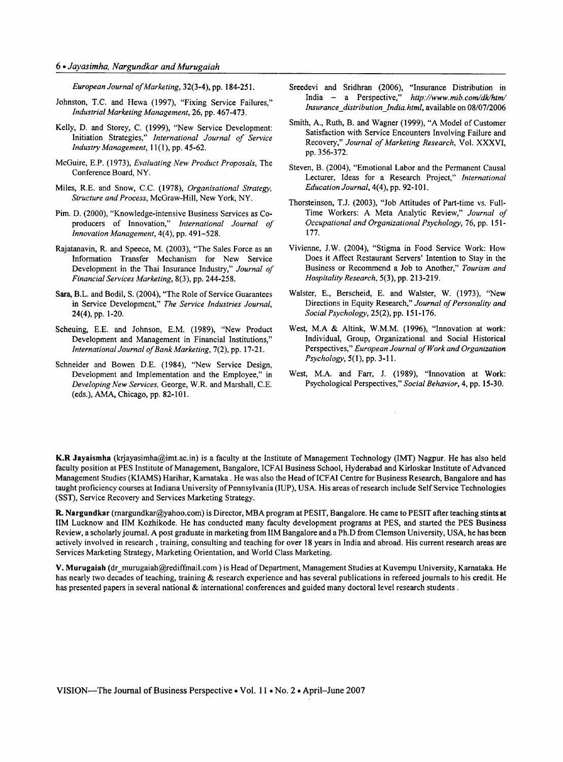*European Journal of Marketing*, 32(3-4), pp. 184-251.

Johnston, T.C. and Hewa (1997), "Fixing Service Failures," *Industrial Marketing Management*, 26, pp. 467-473.

Kelly, D. and Storey, C. (1999), "New Service Development: Initiation Strategies," *International Journal of Service Industry Management*, 11(1), pp. 45-62.

McGuire, E.P. (1973), *Evaluating New Product Proposals*, The Conference Board, NY.

Miles, R.E. and Snow, C.C. (1978), *Organisational Strategy, Structure and Process*, McGraw-Hill, New York, NY.

Pim. D. (2000), "Knowledge-intensive Business Services as Co-producers of Innovation," *International Journal of Innovation Management*, 4(4), pp. 491–528.

Rajatanavin, R. and Speece, M. (2003), "The Sales Force as an Information Transfer Mechanism for New Service Development in the Thai Insurance Industry," *Journal of Financial Services Marketing*, 8(3), pp. 244-258.

Sara, B.L. and Bodil, S. (2004), "The Role of Service Guarantees in Service Development," *The Service Industries Journal*, 24(4), pp. 1-20.

Scheuing, E.E. and Johnson, E.M. (1989), "New Product Development and Management in Financial Institutions," *International Journal of Bank Marketing*, 7(2), pp. 17-21.

Schneider and Bowen D.E. (1984), "New Service Design, Development and Implementation and the Employee," in *Developing New Services*, George, W.R. and Marshall, C.E. (eds.), AMA, Chicago, pp. 82-101.

Sreedevi and Sridhran (2006), "Insurance Distribution in India – a Perspective," *http://www.mib.com/dk/htm/Insurance_distribution_India.html*, available on 08/07/2006

Smith, A., Ruth, B. and Wagner (1999), "A Model of Customer Satisfaction with Service Encounters Involving Failure and Recovery," *Journal of Marketing Research*, Vol. XXXVI, pp. 356-372.

Steven, B. (2004), "Emotional Labor and the Permanent Causal Lecturer, Ideas for a Research Project," *International Education Journal*, 4(4), pp. 92-101.

Thorsteinson, T.J. (2003), "Job Attitudes of Part-time vs. Full-Time Workers: A Meta Analytic Review," *Journal of Occupational and Organizational Psychology*, 76, pp. 151-177.

Vivienne, J.W. (2004), "Stigma in Food Service Work: How Does it Affect Restaurant Servers' Intention to Stay in the Business or Recommend a Job to Another," *Tourism and Hospitality Research*, 5(3), pp. 213-219.

Walster, E., Berscheid, E. and Walster, W. (1973), "New Directions in Equity Research," *Journal of Personality and Social Psychology*, 25(2), pp. 151-176.

West, M.A & Altink, W.M.M. (1996), "Innovation at work: Individual, Group, Organizational and Social Historical Perspectives," *European Journal of Work and Organization Psychology*, 5(1), pp. 3-11.

West, M.A. and Farr, J. (1989), "Innovation at Work: Psychological Perspectives," *Social Behavior*, 4, pp. 15-30.

**K.R Jayaismha** (krjayasimha@imt.ac.in) is a faculty at the Institute of Management Technology (IMT) Nagpur. He has also held faculty position at PES Institute of Management, Bangalore, ICFAI Business School, Hyderabad and Kirloskar Institute of Advanced Management Studies (KIAMS) Harihar, Karnataka. He was also the Head of ICFAI Centre for Business Research, Bangalore and has taught proficiency courses at Indiana University of Pennsylvania (IUP), USA. His areas of research include Self Service Technologies (SST), Service Recovery and Services Marketing Strategy.

**R. Nargundkar** (rnargundkar@yahoo.com) is Director, MBA program at PESIT, Bangalore. He came to PESIT after teaching stints at IIM Lucknow and IIM Kozhikode. He has conducted many faculty development programs at PES, and started the PES Business Review, a scholarly journal. A post graduate in marketing from IIM Bangalore and a Ph.D from Clemson University, USA, he has been actively involved in research, training, consulting and teaching for over 18 years in India and abroad. His current research areas are Services Marketing Strategy, Marketing Orientation, and World Class Marketing.

**V. Murugaiah** (dr_murugaiah@rediffmail.com) is Head of Department, Management Studies at Kuvempu University, Karnataka. He has nearly two decades of teaching, training & research experience and has several publications in refereed journals to his credit. He has presented papers in several national & international conferences and guided many doctoral level research students.